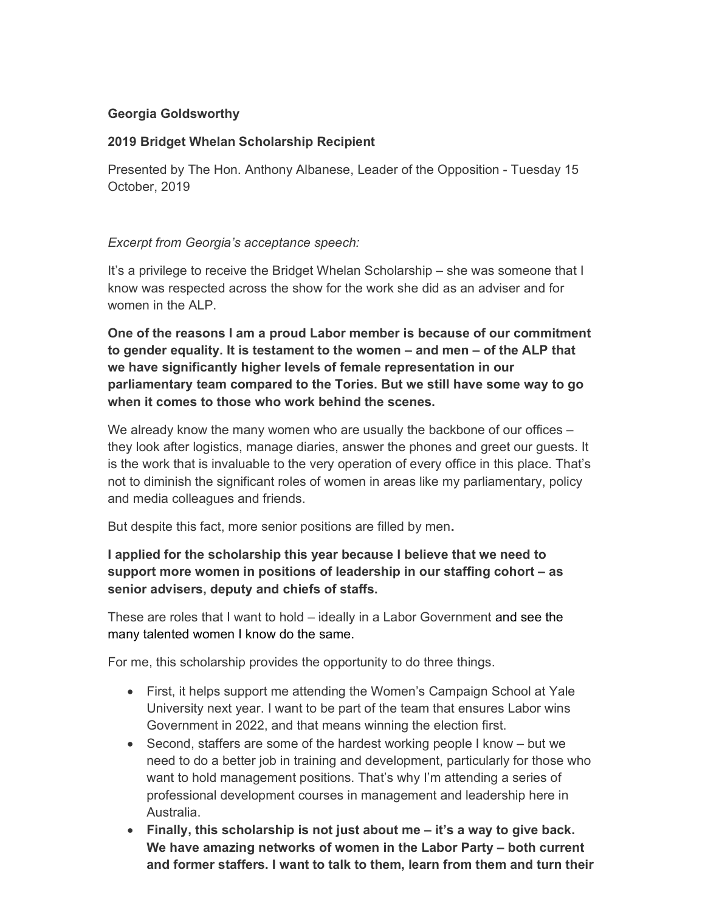**Georgia Goldsworthy**

**2019 Bridget Whelan Scholarship Recipient**

Presented by The Hon. Anthony Albanese, Leader of the Opposition - Tuesday 15 October, 2019

*Excerpt from Georgia's acceptance speech:*

It's a privilege to receive the Bridget Whelan Scholarship – she was someone that I know was respected across the show for the work she did as an adviser and for women in the ALP.

**One of the reasons I am a proud Labor member is because of our commitment to gender equality. It is testament to the women – and men – of the ALP that we have significantly higher levels of female representation in our parliamentary team compared to the Tories. But we still have some way to go when it comes to those who work behind the scenes.**

We already know the many women who are usually the backbone of our offices – they look after logistics, manage diaries, answer the phones and greet our guests. It is the work that is invaluable to the very operation of every office in this place. That's not to diminish the significant roles of women in areas like my parliamentary, policy and media colleagues and friends.

But despite this fact, more senior positions are filled by men**.**

**I applied for the scholarship this year because I believe that we need to support more women in positions of leadership in our staffing cohort – as senior advisers, deputy and chiefs of staffs.**

These are roles that I want to hold – ideally in a Labor Government and see the many talented women I know do the same.

For me, this scholarship provides the opportunity to do three things.

- First, it helps support me attending the Women's Campaign School at Yale University next year. I want to be part of the team that ensures Labor wins Government in 2022, and that means winning the election first.
- Second, staffers are some of the hardest working people I know – but we need to do a better job in training and development, particularly for those who want to hold management positions. That's why I'm attending a series of professional development courses in management and leadership here in Australia.
- **Finally, this scholarship is not just about me – it's a way to give back. We have amazing networks of women in the Labor Party – both current and former staffers. I want to talk to them, learn from them and turn their**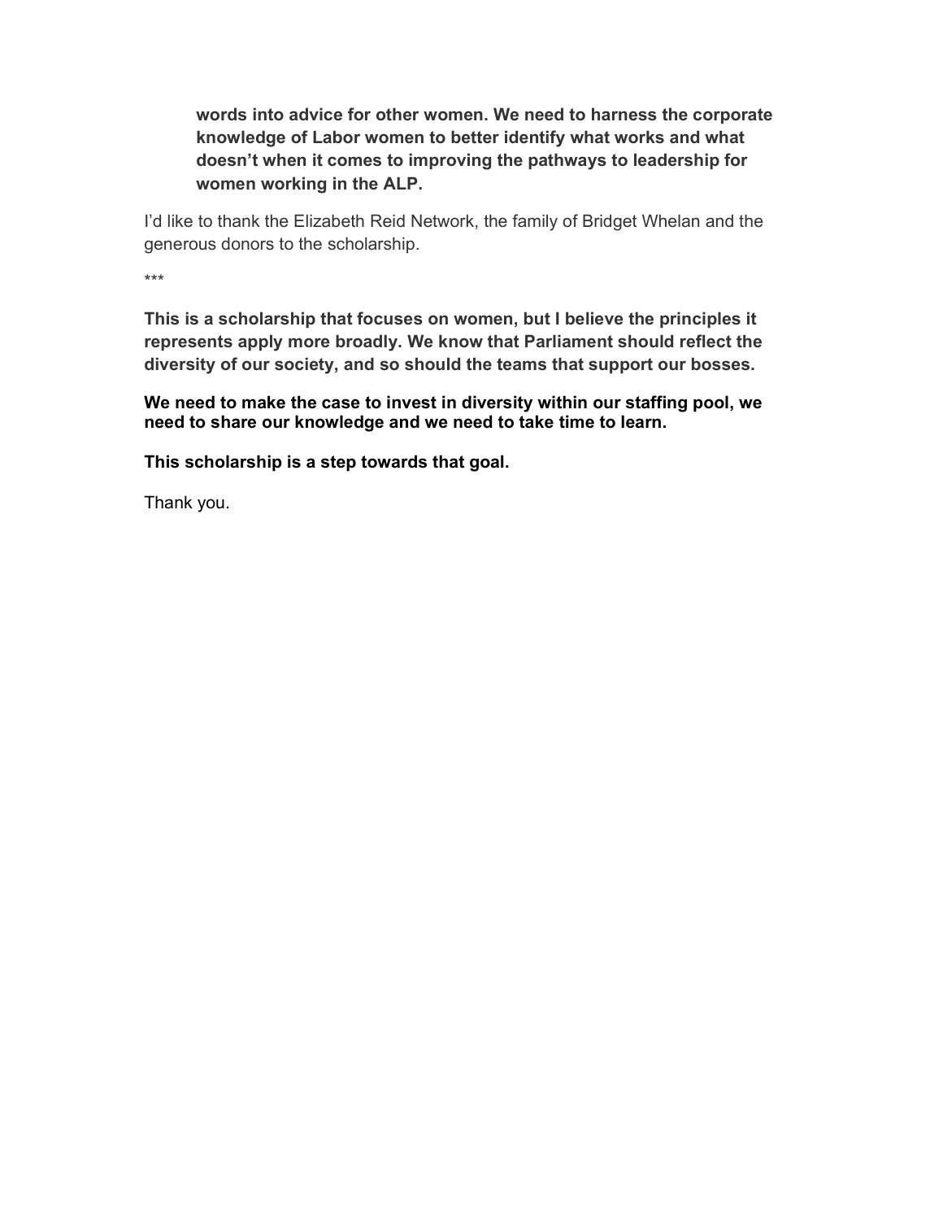> **words into advice for other women. We need to harness the corporate knowledge of Labor women to better identify what works and what doesn't when it comes to improving the pathways to leadership for women working in the ALP.**

I'd like to thank the Elizabeth Reid Network, the family of Bridget Whelan and the generous donors to the scholarship.

***

**This is a scholarship that focuses on women, but I believe the principles it represents apply more broadly. We know that Parliament should reflect the diversity of our society, and so should the teams that support our bosses.**

**We need to make the case to invest in diversity within our staffing pool, we need to share our knowledge and we need to take time to learn.**

**This scholarship is a step towards that goal.**

Thank you.